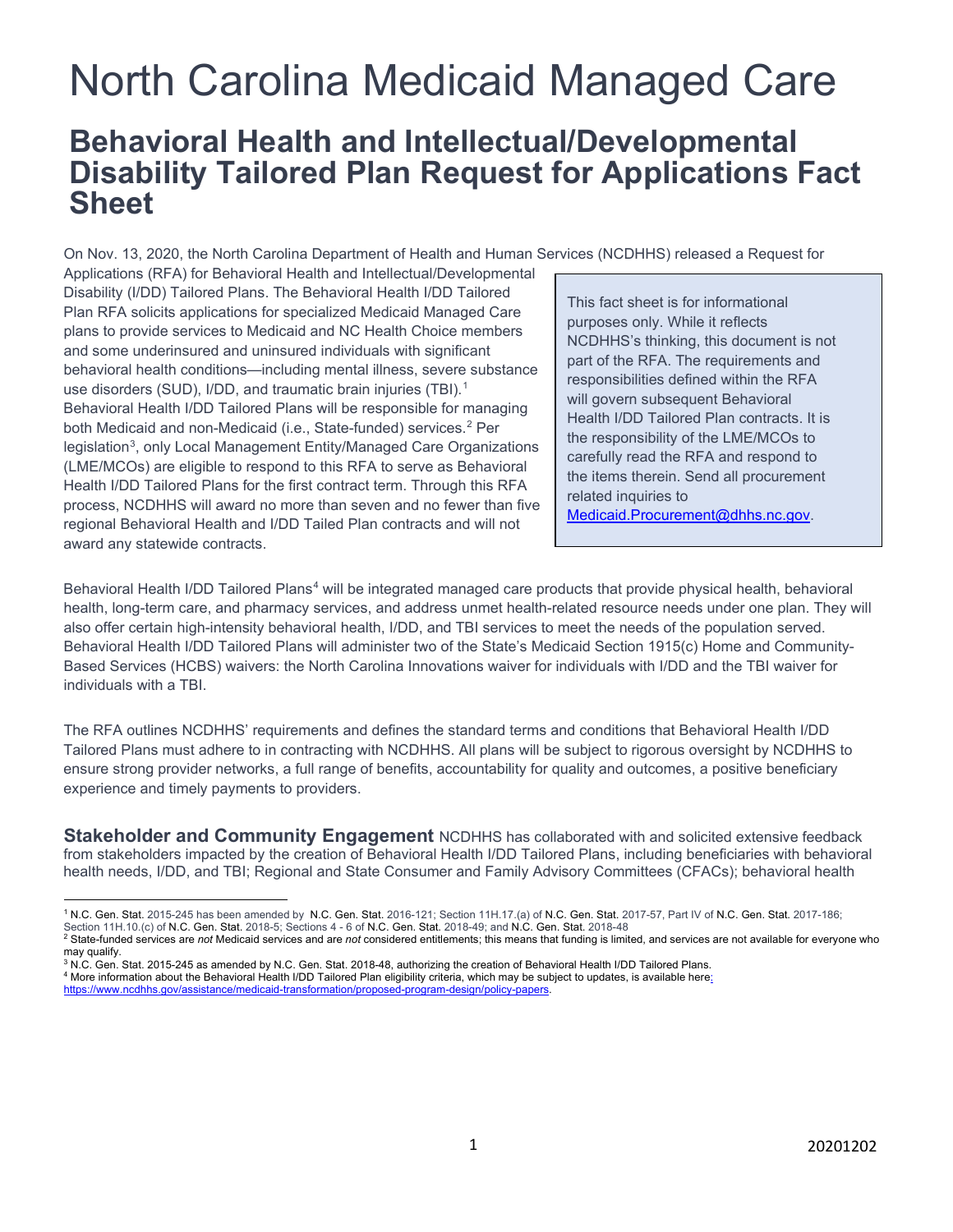# North Carolina Medicaid Managed Care

## Behavioral Health and Intellectual/Developmental Disability Tailored Plan Request for Applications Fact Sheet

On Nov. 13, 2020, the North Carolina Department of Health and Human Services (NCDHHS) released a Request for Applications (RFA) for Behavioral Health and Intellectual/Developmental Disability (I/DD) Tailored Plans. The Behavioral Health I/DD Tailored Plan RFA solicits applications for specialized Medicaid Managed Care plans to provide services to Medicaid and NC Health Choice members and some underinsured and uninsured individuals with significant behavioral health conditions—including mental illness, severe substance use disorders (SUD), I/DD, and traumatic brain injuries (TBI).[1] Behavioral Health I/DD Tailored Plans will be responsible for managing both Medicaid and non-Medicaid (i.e., State-funded) services.[2] Per legislation[3], only Local Management Entity/Managed Care Organizations (LME/MCOs) are eligible to respond to this RFA to serve as Behavioral Health I/DD Tailored Plans for the first contract term. Through this RFA process, NCDHHS will award no more than seven and no fewer than five regional Behavioral Health and I/DD Tailed Plan contracts and will not award any statewide contracts.

> This fact sheet is for informational purposes only. While it reflects NCDHHS's thinking, this document is not part of the RFA. The requirements and responsibilities defined within the RFA will govern subsequent Behavioral Health I/DD Tailored Plan contracts. It is the responsibility of the LME/MCOs to carefully read the RFA and respond to the items therein. Send all procurement related inquiries to Medicaid.Procurement@dhhs.nc.gov.

Behavioral Health I/DD Tailored Plans[4] will be integrated managed care products that provide physical health, behavioral health, long-term care, and pharmacy services, and address unmet health-related resource needs under one plan. They will also offer certain high-intensity behavioral health, I/DD, and TBI services to meet the needs of the population served. Behavioral Health I/DD Tailored Plans will administer two of the State's Medicaid Section 1915(c) Home and Community-Based Services (HCBS) waivers: the North Carolina Innovations waiver for individuals with I/DD and the TBI waiver for individuals with a TBI.

The RFA outlines NCDHHS' requirements and defines the standard terms and conditions that Behavioral Health I/DD Tailored Plans must adhere to in contracting with NCDHHS. All plans will be subject to rigorous oversight by NCDHHS to ensure strong provider networks, a full range of benefits, accountability for quality and outcomes, a positive beneficiary experience and timely payments to providers.

**Stakeholder and Community Engagement** NCDHHS has collaborated with and solicited extensive feedback from stakeholders impacted by the creation of Behavioral Health I/DD Tailored Plans, including beneficiaries with behavioral health needs, I/DD, and TBI; Regional and State Consumer and Family Advisory Committees (CFACs); behavioral health

---

[1] N.C. Gen. Stat. 2015-245 has been amended by N.C. Gen. Stat. 2016-121; Section 11H.17.(a) of N.C. Gen. Stat. 2017-57, Part IV of N.C. Gen. Stat. 2017-186; Section 11H.10.(c) of N.C. Gen. Stat. 2018-5; Sections 4 - 6 of N.C. Gen. Stat. 2018-49; and N.C. Gen. Stat. 2018-48

[2] State-funded services are *not* Medicaid services and are *not* considered entitlements; this means that funding is limited, and services are not available for everyone who may qualify.

[3] N.C. Gen. Stat. 2015-245 as amended by N.C. Gen. Stat. 2018-48, authorizing the creation of Behavioral Health I/DD Tailored Plans.

[4] More information about the Behavioral Health I/DD Tailored Plan eligibility criteria, which may be subject to updates, is available here: https://www.ncdhhs.gov/assistance/medicaid-transformation/proposed-program-design/policy-papers.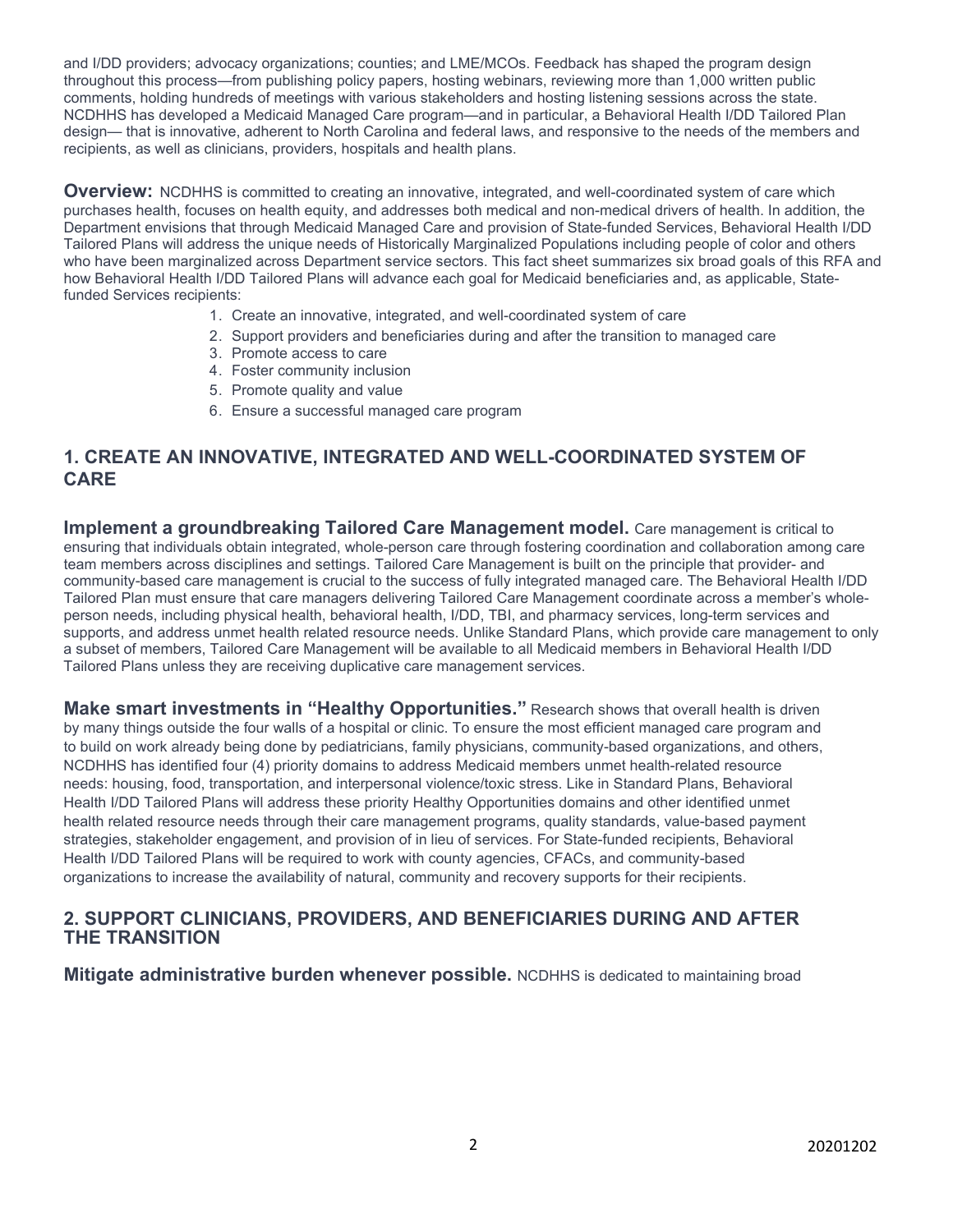and I/DD providers; advocacy organizations; counties; and LME/MCOs. Feedback has shaped the program design throughout this process—from publishing policy papers, hosting webinars, reviewing more than 1,000 written public comments, holding hundreds of meetings with various stakeholders and hosting listening sessions across the state. NCDHHS has developed a Medicaid Managed Care program—and in particular, a Behavioral Health I/DD Tailored Plan design— that is innovative, adherent to North Carolina and federal laws, and responsive to the needs of the members and recipients, as well as clinicians, providers, hospitals and health plans.

**Overview:** NCDHHS is committed to creating an innovative, integrated, and well-coordinated system of care which purchases health, focuses on health equity, and addresses both medical and non-medical drivers of health. In addition, the Department envisions that through Medicaid Managed Care and provision of State-funded Services, Behavioral Health I/DD Tailored Plans will address the unique needs of Historically Marginalized Populations including people of color and others who have been marginalized across Department service sectors. This fact sheet summarizes six broad goals of this RFA and how Behavioral Health I/DD Tailored Plans will advance each goal for Medicaid beneficiaries and, as applicable, State-funded Services recipients:

1. Create an innovative, integrated, and well-coordinated system of care
2. Support providers and beneficiaries during and after the transition to managed care
3. Promote access to care
4. Foster community inclusion
5. Promote quality and value
6. Ensure a successful managed care program

## 1. CREATE AN INNOVATIVE, INTEGRATED AND WELL-COORDINATED SYSTEM OF CARE

**Implement a groundbreaking Tailored Care Management model.** Care management is critical to ensuring that individuals obtain integrated, whole-person care through fostering coordination and collaboration among care team members across disciplines and settings. Tailored Care Management is built on the principle that provider- and community-based care management is crucial to the success of fully integrated managed care. The Behavioral Health I/DD Tailored Plan must ensure that care managers delivering Tailored Care Management coordinate across a member's whole-person needs, including physical health, behavioral health, I/DD, TBI, and pharmacy services, long-term services and supports, and address unmet health related resource needs. Unlike Standard Plans, which provide care management to only a subset of members, Tailored Care Management will be available to all Medicaid members in Behavioral Health I/DD Tailored Plans unless they are receiving duplicative care management services.

**Make smart investments in "Healthy Opportunities."** Research shows that overall health is driven by many things outside the four walls of a hospital or clinic. To ensure the most efficient managed care program and to build on work already being done by pediatricians, family physicians, community-based organizations, and others, NCDHHS has identified four (4) priority domains to address Medicaid members unmet health-related resource needs: housing, food, transportation, and interpersonal violence/toxic stress. Like in Standard Plans, Behavioral Health I/DD Tailored Plans will address these priority Healthy Opportunities domains and other identified unmet health related resource needs through their care management programs, quality standards, value-based payment strategies, stakeholder engagement, and provision of in lieu of services. For State-funded recipients, Behavioral Health I/DD Tailored Plans will be required to work with county agencies, CFACs, and community-based organizations to increase the availability of natural, community and recovery supports for their recipients.

## 2. SUPPORT CLINICIANS, PROVIDERS, AND BENEFICIARIES DURING AND AFTER THE TRANSITION

**Mitigate administrative burden whenever possible.** NCDHHS is dedicated to maintaining broad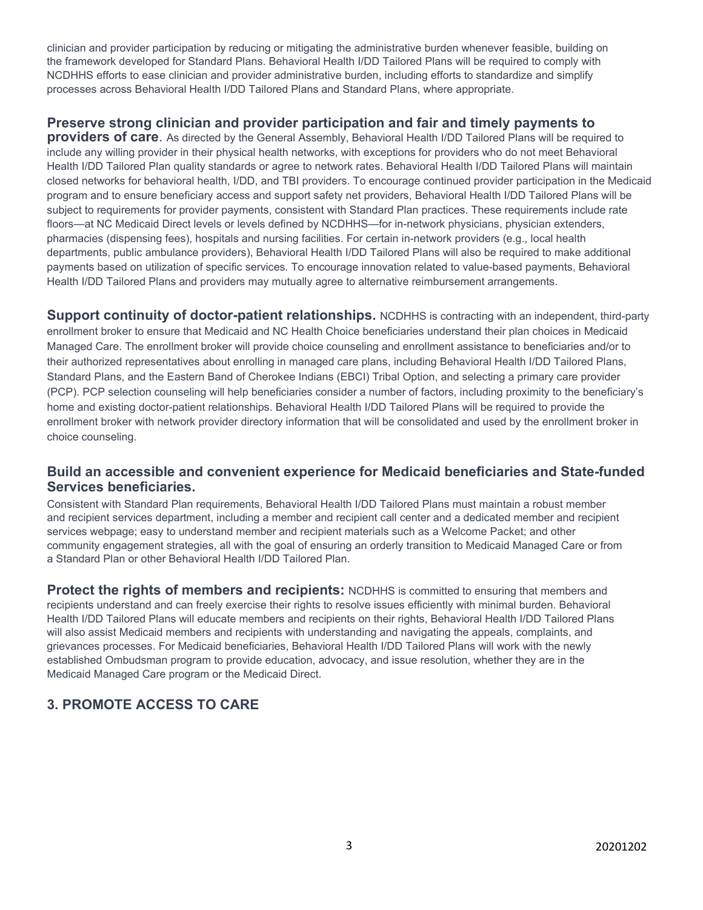clinician and provider participation by reducing or mitigating the administrative burden whenever feasible, building on the framework developed for Standard Plans. Behavioral Health I/DD Tailored Plans will be required to comply with NCDHHS efforts to ease clinician and provider administrative burden, including efforts to standardize and simplify processes across Behavioral Health I/DD Tailored Plans and Standard Plans, where appropriate.

**Preserve strong clinician and provider participation and fair and timely payments to providers of care**. As directed by the General Assembly, Behavioral Health I/DD Tailored Plans will be required to include any willing provider in their physical health networks, with exceptions for providers who do not meet Behavioral Health I/DD Tailored Plan quality standards or agree to network rates. Behavioral Health I/DD Tailored Plans will maintain closed networks for behavioral health, I/DD, and TBI providers. To encourage continued provider participation in the Medicaid program and to ensure beneficiary access and support safety net providers, Behavioral Health I/DD Tailored Plans will be subject to requirements for provider payments, consistent with Standard Plan practices. These requirements include rate floors—at NC Medicaid Direct levels or levels defined by NCDHHS—for in-network physicians, physician extenders, pharmacies (dispensing fees), hospitals and nursing facilities. For certain in-network providers (e.g., local health departments, public ambulance providers), Behavioral Health I/DD Tailored Plans will also be required to make additional payments based on utilization of specific services. To encourage innovation related to value-based payments, Behavioral Health I/DD Tailored Plans and providers may mutually agree to alternative reimbursement arrangements.

**Support continuity of doctor-patient relationships.** NCDHHS is contracting with an independent, third-party enrollment broker to ensure that Medicaid and NC Health Choice beneficiaries understand their plan choices in Medicaid Managed Care. The enrollment broker will provide choice counseling and enrollment assistance to beneficiaries and/or to their authorized representatives about enrolling in managed care plans, including Behavioral Health I/DD Tailored Plans, Standard Plans, and the Eastern Band of Cherokee Indians (EBCI) Tribal Option, and selecting a primary care provider (PCP). PCP selection counseling will help beneficiaries consider a number of factors, including proximity to the beneficiary's home and existing doctor-patient relationships. Behavioral Health I/DD Tailored Plans will be required to provide the enrollment broker with network provider directory information that will be consolidated and used by the enrollment broker in choice counseling.

**Build an accessible and convenient experience for Medicaid beneficiaries and State-funded Services beneficiaries.**

Consistent with Standard Plan requirements, Behavioral Health I/DD Tailored Plans must maintain a robust member and recipient services department, including a member and recipient call center and a dedicated member and recipient services webpage; easy to understand member and recipient materials such as a Welcome Packet; and other community engagement strategies, all with the goal of ensuring an orderly transition to Medicaid Managed Care or from a Standard Plan or other Behavioral Health I/DD Tailored Plan.

**Protect the rights of members and recipients:** NCDHHS is committed to ensuring that members and recipients understand and can freely exercise their rights to resolve issues efficiently with minimal burden. Behavioral Health I/DD Tailored Plans will educate members and recipients on their rights, Behavioral Health I/DD Tailored Plans will also assist Medicaid members and recipients with understanding and navigating the appeals, complaints, and grievances processes. For Medicaid beneficiaries, Behavioral Health I/DD Tailored Plans will work with the newly established Ombudsman program to provide education, advocacy, and issue resolution, whether they are in the Medicaid Managed Care program or the Medicaid Direct.

## 3. PROMOTE ACCESS TO CARE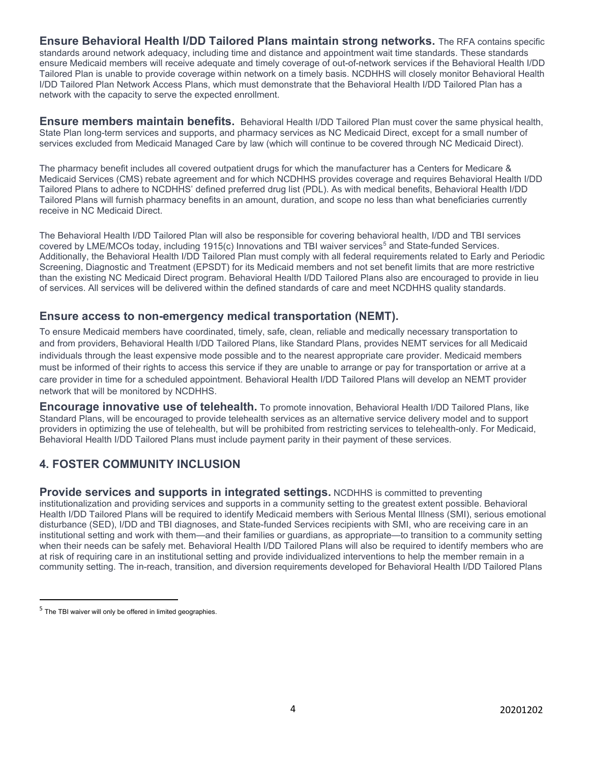**Ensure Behavioral Health I/DD Tailored Plans maintain strong networks.** The RFA contains specific standards around network adequacy, including time and distance and appointment wait time standards. These standards ensure Medicaid members will receive adequate and timely coverage of out-of-network services if the Behavioral Health I/DD Tailored Plan is unable to provide coverage within network on a timely basis. NCDHHS will closely monitor Behavioral Health I/DD Tailored Plan Network Access Plans, which must demonstrate that the Behavioral Health I/DD Tailored Plan has a network with the capacity to serve the expected enrollment.

**Ensure members maintain benefits.** Behavioral Health I/DD Tailored Plan must cover the same physical health, State Plan long-term services and supports, and pharmacy services as NC Medicaid Direct, except for a small number of services excluded from Medicaid Managed Care by law (which will continue to be covered through NC Medicaid Direct).

The pharmacy benefit includes all covered outpatient drugs for which the manufacturer has a Centers for Medicare & Medicaid Services (CMS) rebate agreement and for which NCDHHS provides coverage and requires Behavioral Health I/DD Tailored Plans to adhere to NCDHHS' defined preferred drug list (PDL). As with medical benefits, Behavioral Health I/DD Tailored Plans will furnish pharmacy benefits in an amount, duration, and scope no less than what beneficiaries currently receive in NC Medicaid Direct.

The Behavioral Health I/DD Tailored Plan will also be responsible for covering behavioral health, I/DD and TBI services covered by LME/MCOs today, including 1915(c) Innovations and TBI waiver services[5] and State-funded Services. Additionally, the Behavioral Health I/DD Tailored Plan must comply with all federal requirements related to Early and Periodic Screening, Diagnostic and Treatment (EPSDT) for its Medicaid members and not set benefit limits that are more restrictive than the existing NC Medicaid Direct program. Behavioral Health I/DD Tailored Plans also are encouraged to provide in lieu of services. All services will be delivered within the defined standards of care and meet NCDHHS quality standards.

### Ensure access to non-emergency medical transportation (NEMT).

To ensure Medicaid members have coordinated, timely, safe, clean, reliable and medically necessary transportation to and from providers, Behavioral Health I/DD Tailored Plans, like Standard Plans, provides NEMT services for all Medicaid individuals through the least expensive mode possible and to the nearest appropriate care provider. Medicaid members must be informed of their rights to access this service if they are unable to arrange or pay for transportation or arrive at a care provider in time for a scheduled appointment. Behavioral Health I/DD Tailored Plans will develop an NEMT provider network that will be monitored by NCDHHS.

**Encourage innovative use of telehealth.** To promote innovation, Behavioral Health I/DD Tailored Plans, like Standard Plans, will be encouraged to provide telehealth services as an alternative service delivery model and to support providers in optimizing the use of telehealth, but will be prohibited from restricting services to telehealth-only. For Medicaid, Behavioral Health I/DD Tailored Plans must include payment parity in their payment of these services.

## 4. FOSTER COMMUNITY INCLUSION

**Provide services and supports in integrated settings.** NCDHHS is committed to preventing institutionalization and providing services and supports in a community setting to the greatest extent possible. Behavioral Health I/DD Tailored Plans will be required to identify Medicaid members with Serious Mental Illness (SMI), serious emotional disturbance (SED), I/DD and TBI diagnoses, and State-funded Services recipients with SMI, who are receiving care in an institutional setting and work with them—and their families or guardians, as appropriate—to transition to a community setting when their needs can be safely met. Behavioral Health I/DD Tailored Plans will also be required to identify members who are at risk of requiring care in an institutional setting and provide individualized interventions to help the member remain in a community setting. The in-reach, transition, and diversion requirements developed for Behavioral Health I/DD Tailored Plans

---

[5] The TBI waiver will only be offered in limited geographies.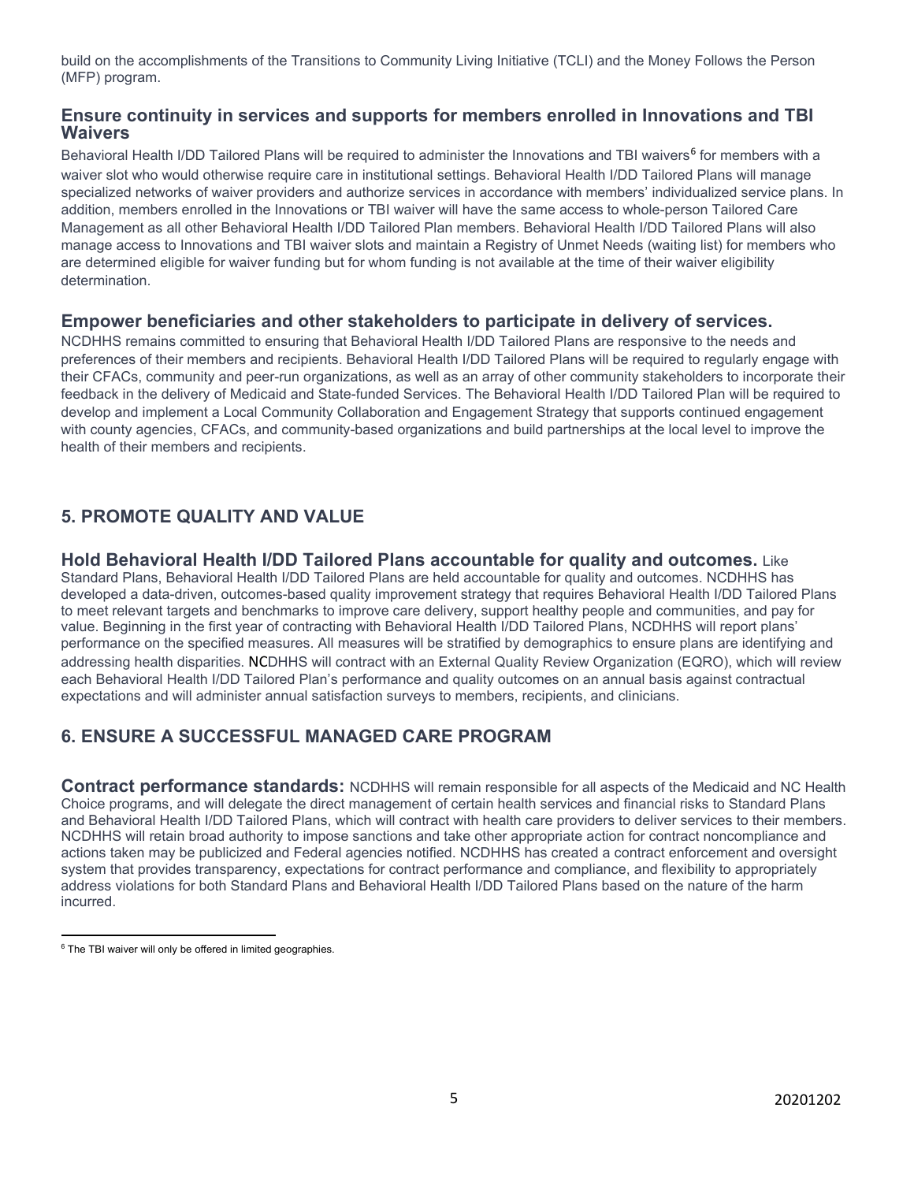build on the accomplishments of the Transitions to Community Living Initiative (TCLI) and the Money Follows the Person (MFP) program.

### Ensure continuity in services and supports for members enrolled in Innovations and TBI Waivers

Behavioral Health I/DD Tailored Plans will be required to administer the Innovations and TBI waivers[6] for members with a waiver slot who would otherwise require care in institutional settings. Behavioral Health I/DD Tailored Plans will manage specialized networks of waiver providers and authorize services in accordance with members' individualized service plans. In addition, members enrolled in the Innovations or TBI waiver will have the same access to whole-person Tailored Care Management as all other Behavioral Health I/DD Tailored Plan members. Behavioral Health I/DD Tailored Plans will also manage access to Innovations and TBI waiver slots and maintain a Registry of Unmet Needs (waiting list) for members who are determined eligible for waiver funding but for whom funding is not available at the time of their waiver eligibility determination.

### Empower beneficiaries and other stakeholders to participate in delivery of services.

NCDHHS remains committed to ensuring that Behavioral Health I/DD Tailored Plans are responsive to the needs and preferences of their members and recipients. Behavioral Health I/DD Tailored Plans will be required to regularly engage with their CFACs, community and peer-run organizations, as well as an array of other community stakeholders to incorporate their feedback in the delivery of Medicaid and State-funded Services. The Behavioral Health I/DD Tailored Plan will be required to develop and implement a Local Community Collaboration and Engagement Strategy that supports continued engagement with county agencies, CFACs, and community-based organizations and build partnerships at the local level to improve the health of their members and recipients.

## 5. PROMOTE QUALITY AND VALUE

**Hold Behavioral Health I/DD Tailored Plans accountable for quality and outcomes.** Like Standard Plans, Behavioral Health I/DD Tailored Plans are held accountable for quality and outcomes. NCDHHS has developed a data-driven, outcomes-based quality improvement strategy that requires Behavioral Health I/DD Tailored Plans to meet relevant targets and benchmarks to improve care delivery, support healthy people and communities, and pay for value. Beginning in the first year of contracting with Behavioral Health I/DD Tailored Plans, NCDHHS will report plans' performance on the specified measures. All measures will be stratified by demographics to ensure plans are identifying and addressing health disparities. NCDHHS will contract with an External Quality Review Organization (EQRO), which will review each Behavioral Health I/DD Tailored Plan's performance and quality outcomes on an annual basis against contractual expectations and will administer annual satisfaction surveys to members, recipients, and clinicians.

## 6. ENSURE A SUCCESSFUL MANAGED CARE PROGRAM

**Contract performance standards:** NCDHHS will remain responsible for all aspects of the Medicaid and NC Health Choice programs, and will delegate the direct management of certain health services and financial risks to Standard Plans and Behavioral Health I/DD Tailored Plans, which will contract with health care providers to deliver services to their members. NCDHHS will retain broad authority to impose sanctions and take other appropriate action for contract noncompliance and actions taken may be publicized and Federal agencies notified. NCDHHS has created a contract enforcement and oversight system that provides transparency, expectations for contract performance and compliance, and flexibility to appropriately address violations for both Standard Plans and Behavioral Health I/DD Tailored Plans based on the nature of the harm incurred.

---

[6] The TBI waiver will only be offered in limited geographies.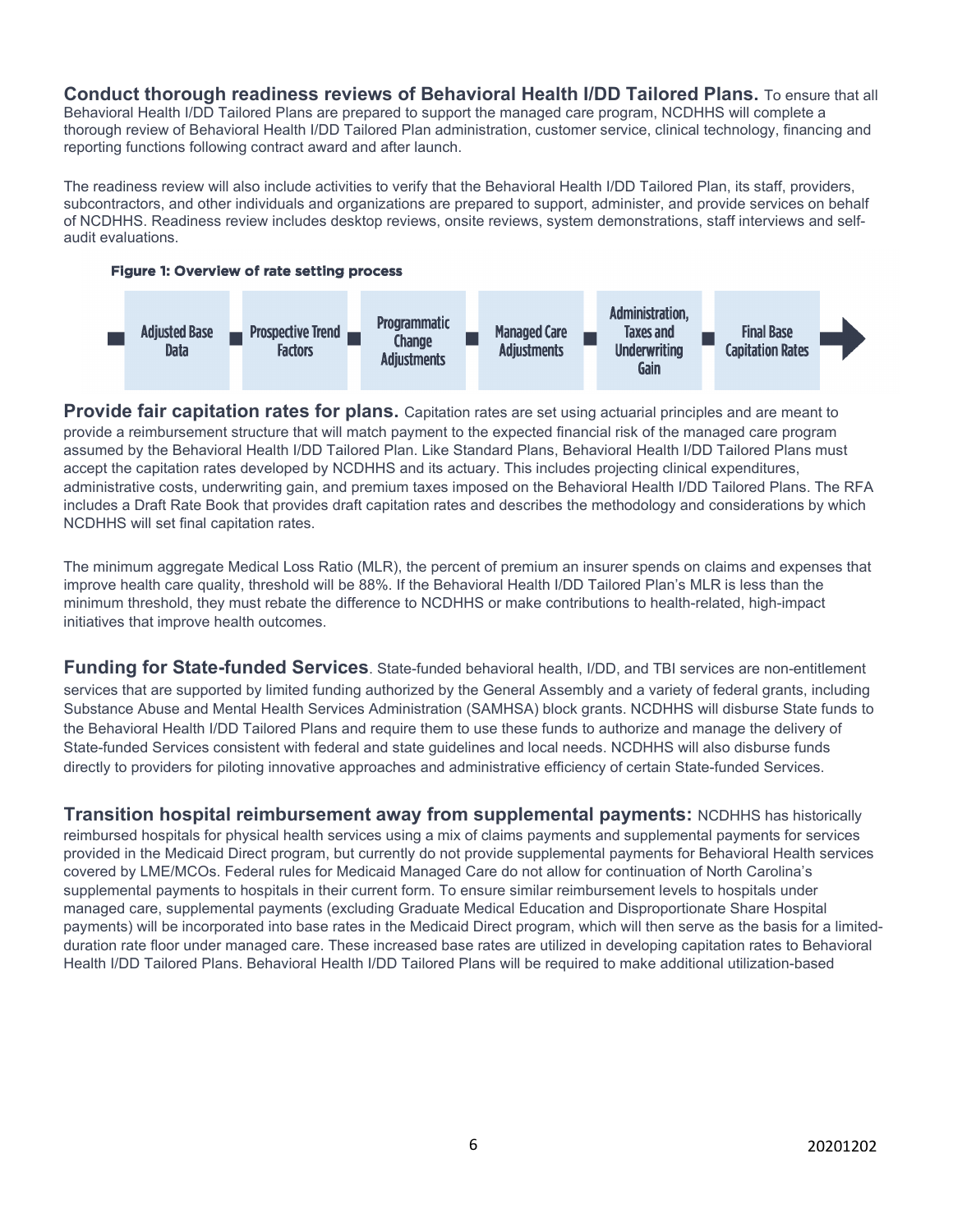**Conduct thorough readiness reviews of Behavioral Health I/DD Tailored Plans.** To ensure that all Behavioral Health I/DD Tailored Plans are prepared to support the managed care program, NCDHHS will complete a thorough review of Behavioral Health I/DD Tailored Plan administration, customer service, clinical technology, financing and reporting functions following contract award and after launch.

The readiness review will also include activities to verify that the Behavioral Health I/DD Tailored Plan, its staff, providers, subcontractors, and other individuals and organizations are prepared to support, administer, and provide services on behalf of NCDHHS. Readiness review includes desktop reviews, onsite reviews, system demonstrations, staff interviews and self-audit evaluations.

**Figure 1: Overview of rate setting process**

Adjusted Base Data → Prospective Trend Factors → Programmatic Change Adjustments → Managed Care Adjustments → Administration, Taxes and Underwriting Gain → Final Base Capitation Rates

**Provide fair capitation rates for plans.** Capitation rates are set using actuarial principles and are meant to provide a reimbursement structure that will match payment to the expected financial risk of the managed care program assumed by the Behavioral Health I/DD Tailored Plan. Like Standard Plans, Behavioral Health I/DD Tailored Plans must accept the capitation rates developed by NCDHHS and its actuary. This includes projecting clinical expenditures, administrative costs, underwriting gain, and premium taxes imposed on the Behavioral Health I/DD Tailored Plans. The RFA includes a Draft Rate Book that provides draft capitation rates and describes the methodology and considerations by which NCDHHS will set final capitation rates.

The minimum aggregate Medical Loss Ratio (MLR), the percent of premium an insurer spends on claims and expenses that improve health care quality, threshold will be 88%. If the Behavioral Health I/DD Tailored Plan's MLR is less than the minimum threshold, they must rebate the difference to NCDHHS or make contributions to health-related, high-impact initiatives that improve health outcomes.

**Funding for State-funded Services**. State-funded behavioral health, I/DD, and TBI services are non-entitlement services that are supported by limited funding authorized by the General Assembly and a variety of federal grants, including Substance Abuse and Mental Health Services Administration (SAMHSA) block grants. NCDHHS will disburse State funds to the Behavioral Health I/DD Tailored Plans and require them to use these funds to authorize and manage the delivery of State-funded Services consistent with federal and state guidelines and local needs. NCDHHS will also disburse funds directly to providers for piloting innovative approaches and administrative efficiency of certain State-funded Services.

**Transition hospital reimbursement away from supplemental payments:** NCDHHS has historically reimbursed hospitals for physical health services using a mix of claims payments and supplemental payments for services provided in the Medicaid Direct program, but currently do not provide supplemental payments for Behavioral Health services covered by LME/MCOs. Federal rules for Medicaid Managed Care do not allow for continuation of North Carolina's supplemental payments to hospitals in their current form. To ensure similar reimbursement levels to hospitals under managed care, supplemental payments (excluding Graduate Medical Education and Disproportionate Share Hospital payments) will be incorporated into base rates in the Medicaid Direct program, which will then serve as the basis for a limited-duration rate floor under managed care. These increased base rates are utilized in developing capitation rates to Behavioral Health I/DD Tailored Plans. Behavioral Health I/DD Tailored Plans will be required to make additional utilization-based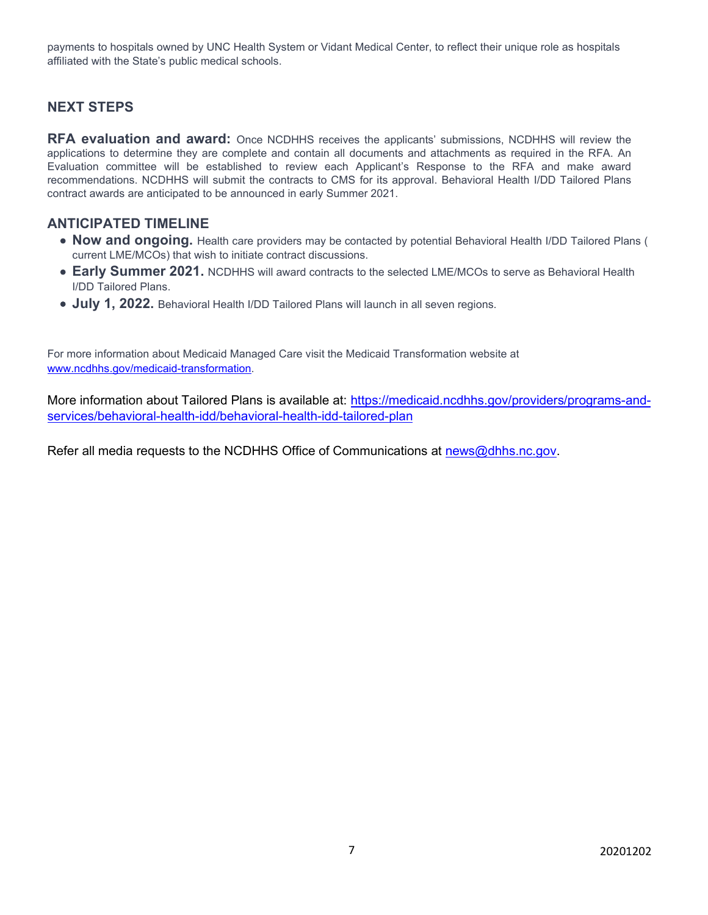payments to hospitals owned by UNC Health System or Vidant Medical Center, to reflect their unique role as hospitals affiliated with the State's public medical schools.

## NEXT STEPS

**RFA evaluation and award:** Once NCDHHS receives the applicants' submissions, NCDHHS will review the applications to determine they are complete and contain all documents and attachments as required in the RFA. An Evaluation committee will be established to review each Applicant's Response to the RFA and make award recommendations. NCDHHS will submit the contracts to CMS for its approval. Behavioral Health I/DD Tailored Plans contract awards are anticipated to be announced in early Summer 2021.

## ANTICIPATED TIMELINE

- **Now and ongoing.** Health care providers may be contacted by potential Behavioral Health I/DD Tailored Plans ( current LME/MCOs) that wish to initiate contract discussions.
- **Early Summer 2021.** NCDHHS will award contracts to the selected LME/MCOs to serve as Behavioral Health I/DD Tailored Plans.
- **July 1, 2022.** Behavioral Health I/DD Tailored Plans will launch in all seven regions.

For more information about Medicaid Managed Care visit the Medicaid Transformation website at www.ncdhhs.gov/medicaid-transformation.

More information about Tailored Plans is available at: https://medicaid.ncdhhs.gov/providers/programs-and-services/behavioral-health-idd/behavioral-health-idd-tailored-plan

Refer all media requests to the NCDHHS Office of Communications at news@dhhs.nc.gov.

20201202